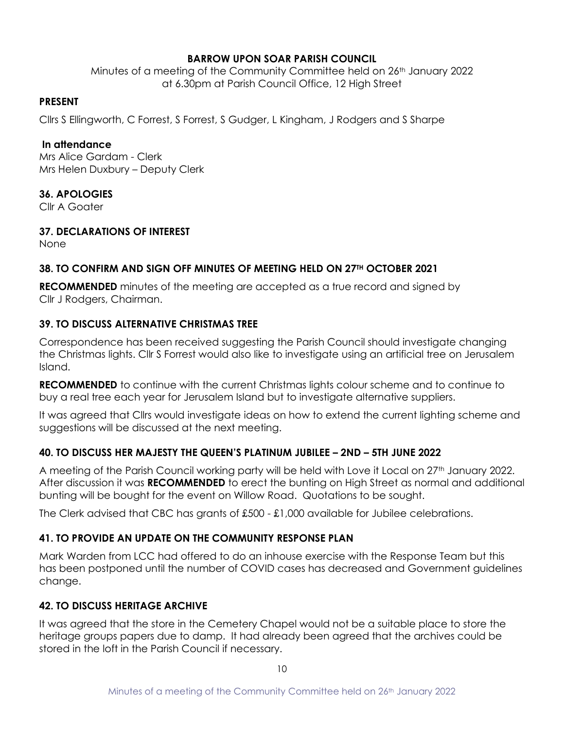**BARROW UPON SOAR PARISH COUNCIL**

Minutes of a meeting of the Community Committee held on 26th January 2022 at 6.30pm at Parish Council Office, 12 High Street

**PRESENT**

Cllrs S Ellingworth, C Forrest, S Forrest, S Gudger, L Kingham, J Rodgers and S Sharpe

**In attendance**

Mrs Alice Gardam - Clerk
Mrs Helen Duxbury – Deputy Clerk

**36. APOLOGIES**

Cllr A Goater

**37. DECLARATIONS OF INTEREST**

None

**38. TO CONFIRM AND SIGN OFF MINUTES OF MEETING HELD ON 27TH OCTOBER 2021**

**RECOMMENDED** minutes of the meeting are accepted as a true record and signed by Cllr J Rodgers, Chairman.

**39. TO DISCUSS ALTERNATIVE CHRISTMAS TREE**

Correspondence has been received suggesting the Parish Council should investigate changing the Christmas lights. Cllr S Forrest would also like to investigate using an artificial tree on Jerusalem Island.

**RECOMMENDED** to continue with the current Christmas lights colour scheme and to continue to buy a real tree each year for Jerusalem Island but to investigate alternative suppliers.

It was agreed that Cllrs would investigate ideas on how to extend the current lighting scheme and suggestions will be discussed at the next meeting.

**40. TO DISCUSS HER MAJESTY THE QUEEN'S PLATINUM JUBILEE – 2ND – 5TH JUNE 2022**

A meeting of the Parish Council working party will be held with Love it Local on 27th January 2022. After discussion it was **RECOMMENDED** to erect the bunting on High Street as normal and additional bunting will be bought for the event on Willow Road. Quotations to be sought.

The Clerk advised that CBC has grants of £500 - £1,000 available for Jubilee celebrations.

**41. TO PROVIDE AN UPDATE ON THE COMMUNITY RESPONSE PLAN**

Mark Warden from LCC had offered to do an inhouse exercise with the Response Team but this has been postponed until the number of COVID cases has decreased and Government guidelines change.

**42. TO DISCUSS HERITAGE ARCHIVE**

It was agreed that the store in the Cemetery Chapel would not be a suitable place to store the heritage groups papers due to damp. It had already been agreed that the archives could be stored in the loft in the Parish Council if necessary.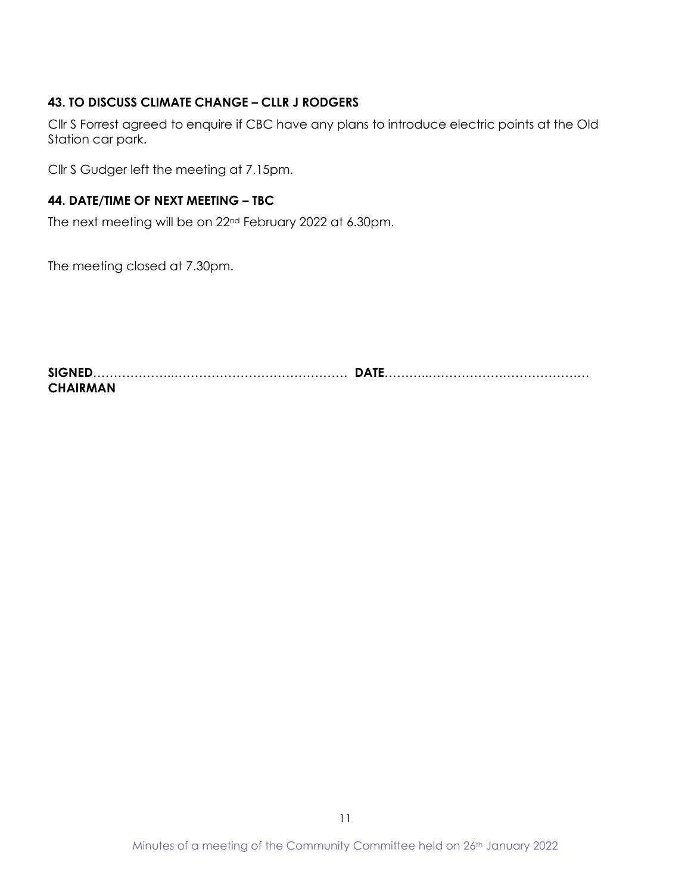### 43. TO DISCUSS CLIMATE CHANGE – CLLR J RODGERS

Cllr S Forrest agreed to enquire if CBC have any plans to introduce electric points at the Old Station car park.

Cllr S Gudger left the meeting at 7.15pm.

### 44. DATE/TIME OF NEXT MEETING – TBC

The next meeting will be on 22nd February 2022 at 6.30pm.

The meeting closed at 7.30pm.

**SIGNED**……………….…………………………………… **DATE**………..…………………………….…
**CHAIRMAN**